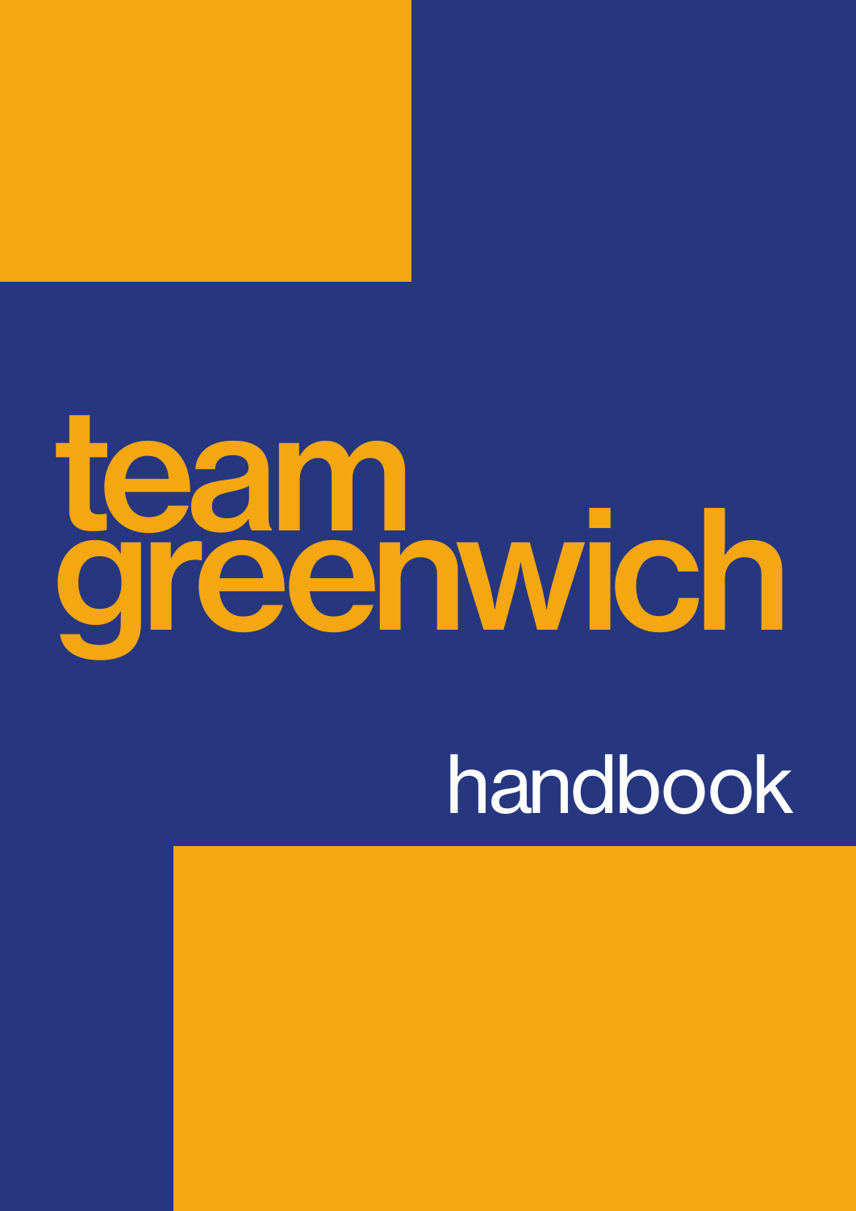# team greenwich

## handbook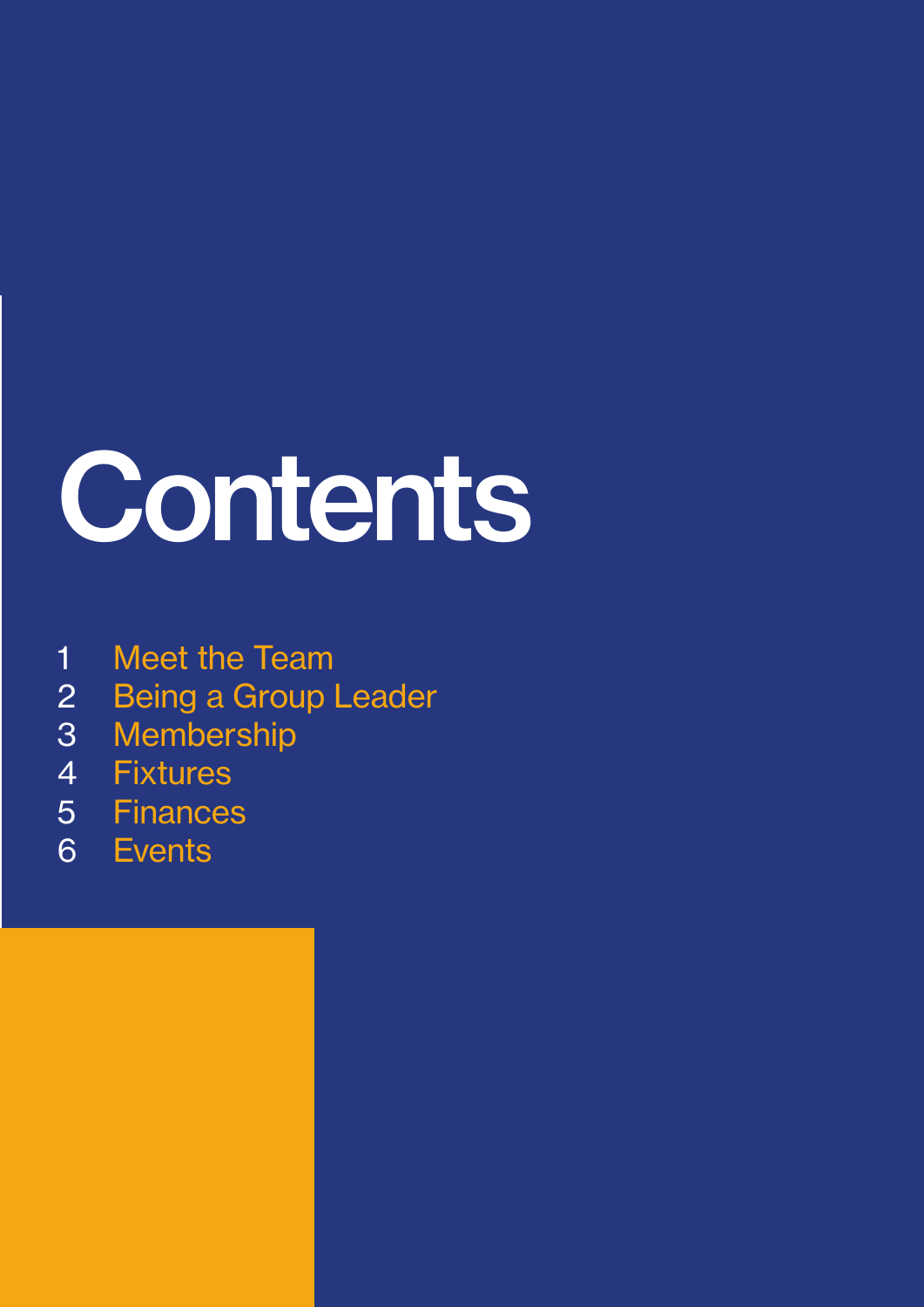# Contents

1 Meet the Team
2 Being a Group Leader
3 Membership
4 Fixtures
5 Finances
6 Events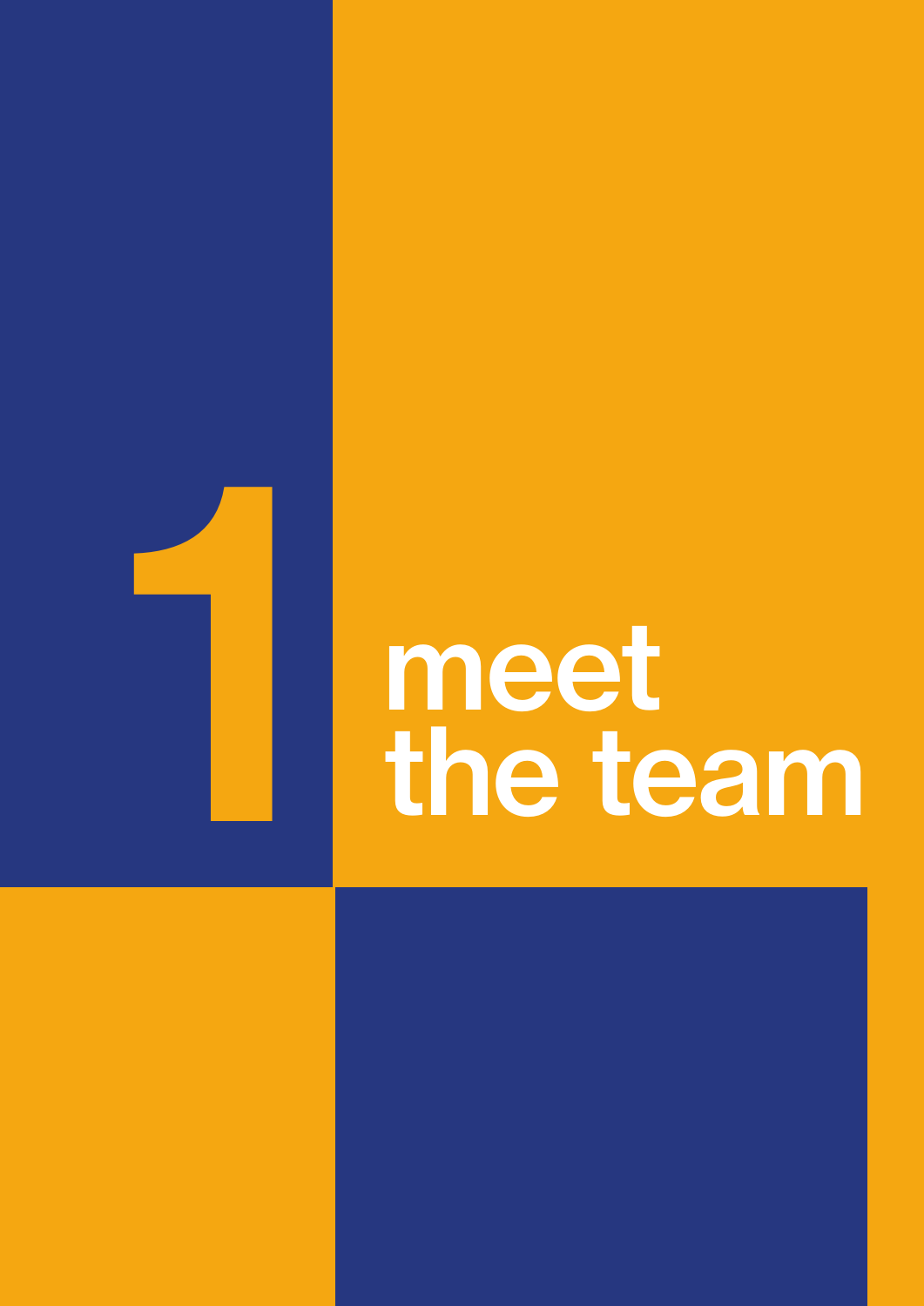# 1 meet the team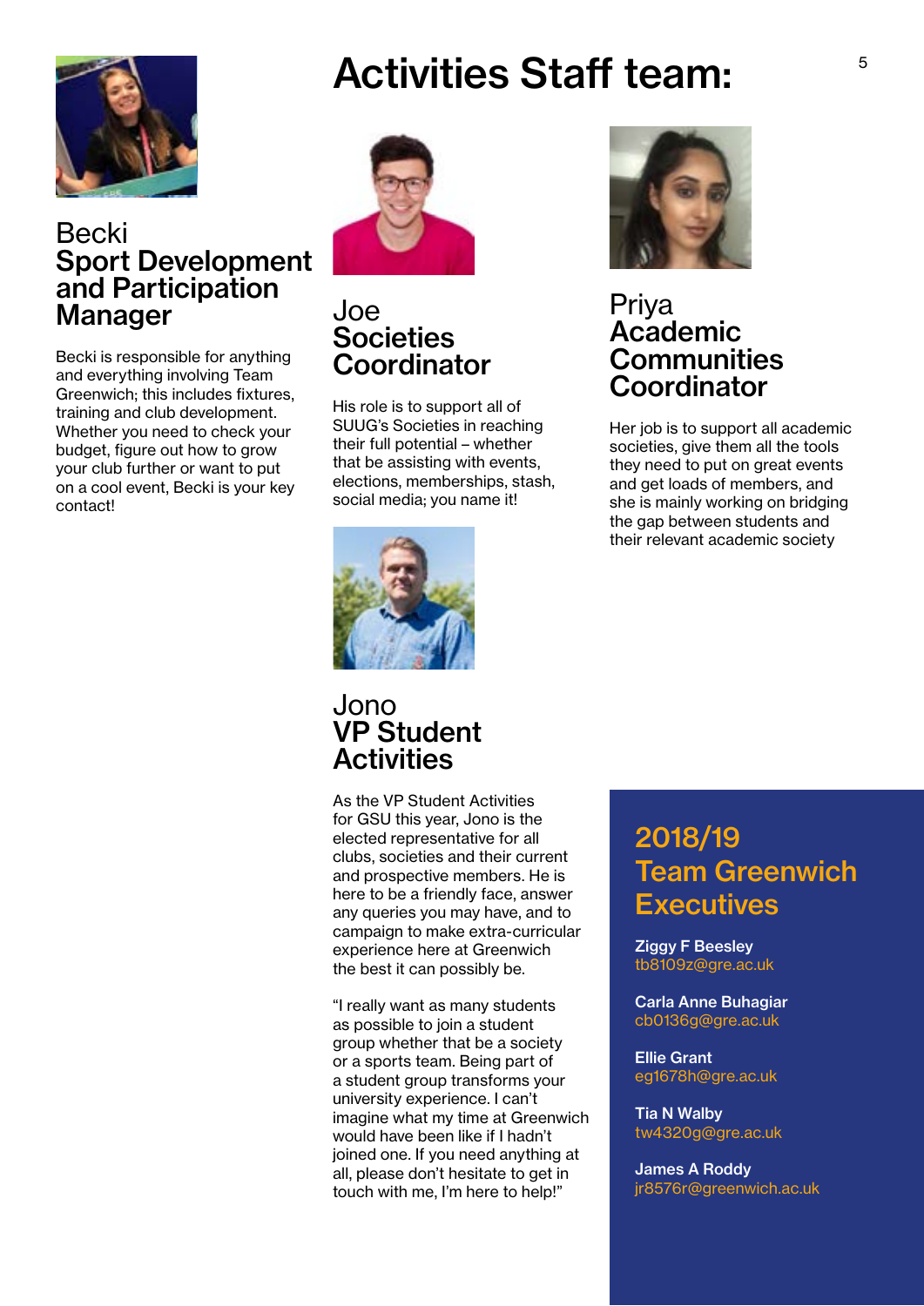# Activities Staff team:

## Becki
## Sport Development and Participation Manager

Becki is responsible for anything and everything involving Team Greenwich; this includes fixtures, training and club development. Whether you need to check your budget, figure out how to grow your club further or want to put on a cool event, Becki is your key contact!

## Joe
## Societies Coordinator

His role is to support all of SUUG's Societies in reaching their full potential – whether that be assisting with events, elections, memberships, stash, social media; you name it!

## Jono
## VP Student Activities

As the VP Student Activities for GSU this year, Jono is the elected representative for all clubs, societies and their current and prospective members. He is here to be a friendly face, answer any queries you may have, and to campaign to make extra-curricular experience here at Greenwich the best it can possibly be.

"I really want as many students as possible to join a student group whether that be a society or a sports team. Being part of a student group transforms your university experience. I can't imagine what my time at Greenwich would have been like if I hadn't joined one. If you need anything at all, please don't hesitate to get in touch with me, I'm here to help!"

## Priya
## Academic Communities Coordinator

Her job is to support all academic societies, give them all the tools they need to put on great events and get loads of members, and she is mainly working on bridging the gap between students and their relevant academic society

## 2018/19 Team Greenwich Executives

**Ziggy F Beesley**
tb8109z@gre.ac.uk

**Carla Anne Buhagiar**
cb0136g@gre.ac.uk

**Ellie Grant**
eg1678h@gre.ac.uk

**Tia N Walby**
tw4320g@gre.ac.uk

**James A Roddy**
jr8576r@greenwich.ac.uk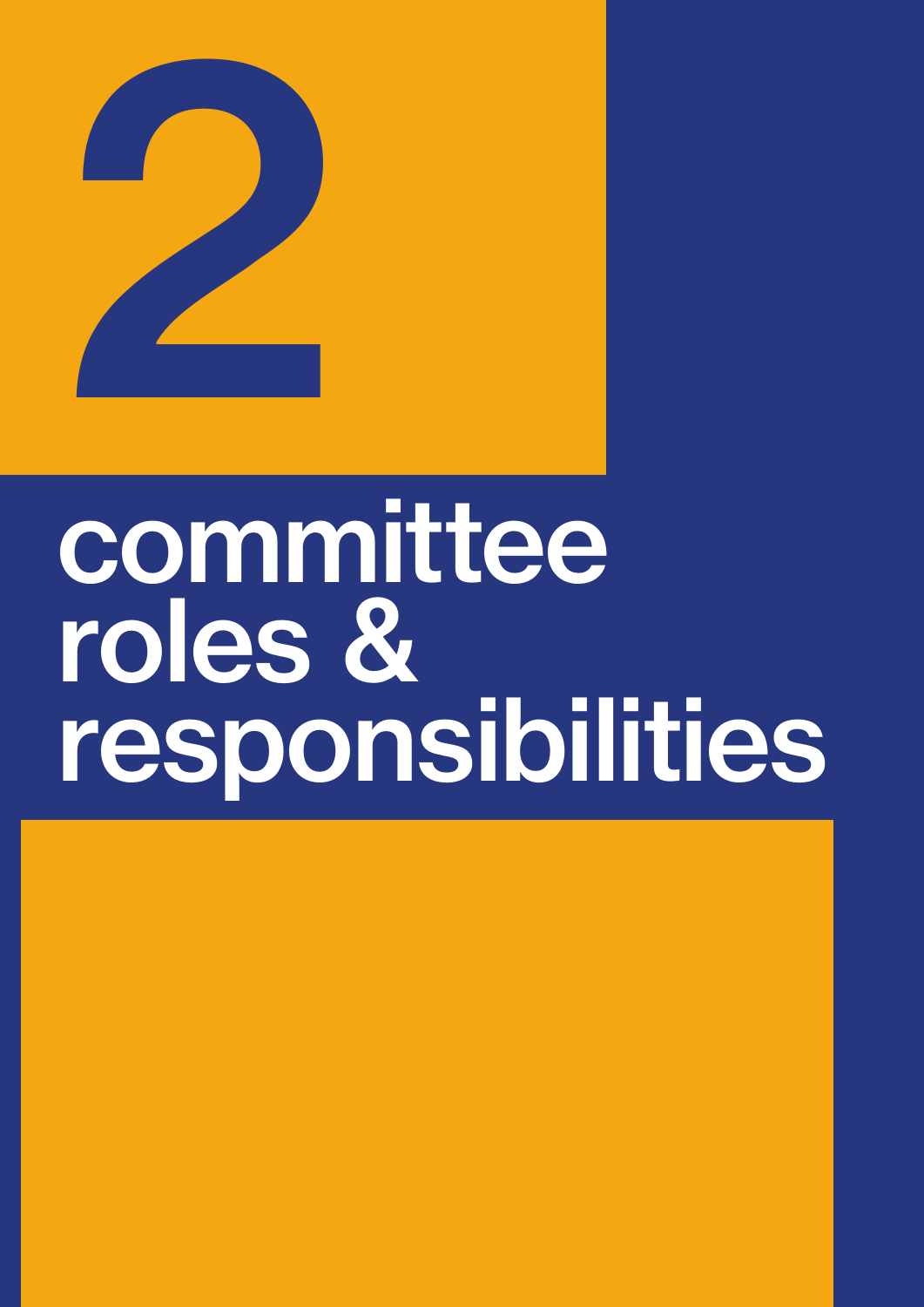# 2

# committee roles & responsibilities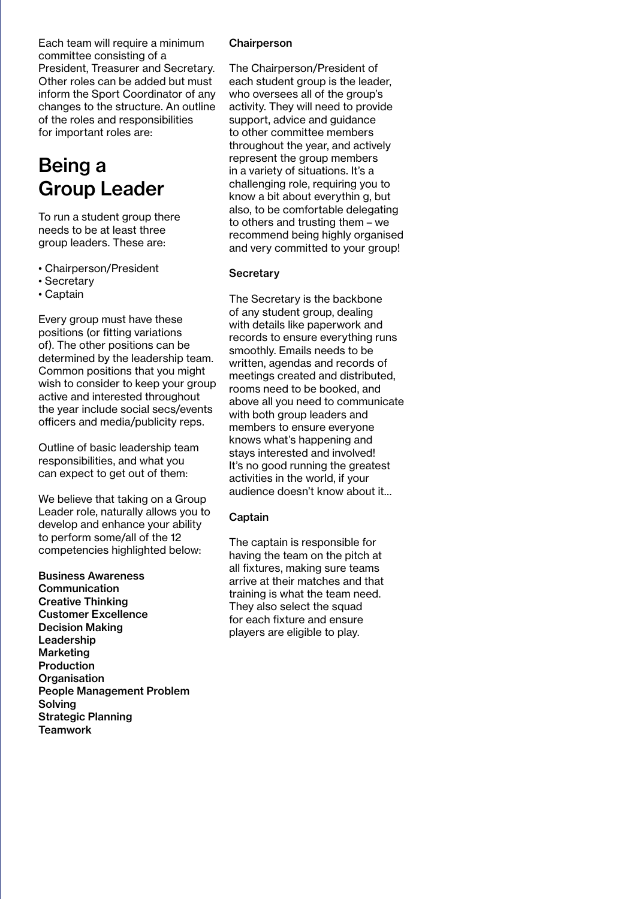Each team will require a minimum committee consisting of a President, Treasurer and Secretary. Other roles can be added but must inform the Sport Coordinator of any changes to the structure. An outline of the roles and responsibilities for important roles are:

# Being a Group Leader

To run a student group there needs to be at least three group leaders. These are:

- Chairperson/President
- Secretary
- Captain

Every group must have these positions (or fitting variations of). The other positions can be determined by the leadership team. Common positions that you might wish to consider to keep your group active and interested throughout the year include social secs/events officers and media/publicity reps.

Outline of basic leadership team responsibilities, and what you can expect to get out of them:

We believe that taking on a Group Leader role, naturally allows you to develop and enhance your ability to perform some/all of the 12 competencies highlighted below:

**Business Awareness**
**Communication**
**Creative Thinking**
**Customer Excellence**
**Decision Making**
**Leadership**
**Marketing**
**Production**
**Organisation**
**People Management Problem Solving**
**Strategic Planning**
**Teamwork**

**Chairperson**

The Chairperson/President of each student group is the leader, who oversees all of the group's activity. They will need to provide support, advice and guidance to other committee members throughout the year, and actively represent the group members in a variety of situations. It's a challenging role, requiring you to know a bit about everythin g, but also, to be comfortable delegating to others and trusting them – we recommend being highly organised and very committed to your group!

**Secretary**

The Secretary is the backbone of any student group, dealing with details like paperwork and records to ensure everything runs smoothly. Emails needs to be written, agendas and records of meetings created and distributed, rooms need to be booked, and above all you need to communicate with both group leaders and members to ensure everyone knows what's happening and stays interested and involved! It's no good running the greatest activities in the world, if your audience doesn't know about it...

**Captain**

The captain is responsible for having the team on the pitch at all fixtures, making sure teams arrive at their matches and that training is what the team need. They also select the squad for each fixture and ensure players are eligible to play.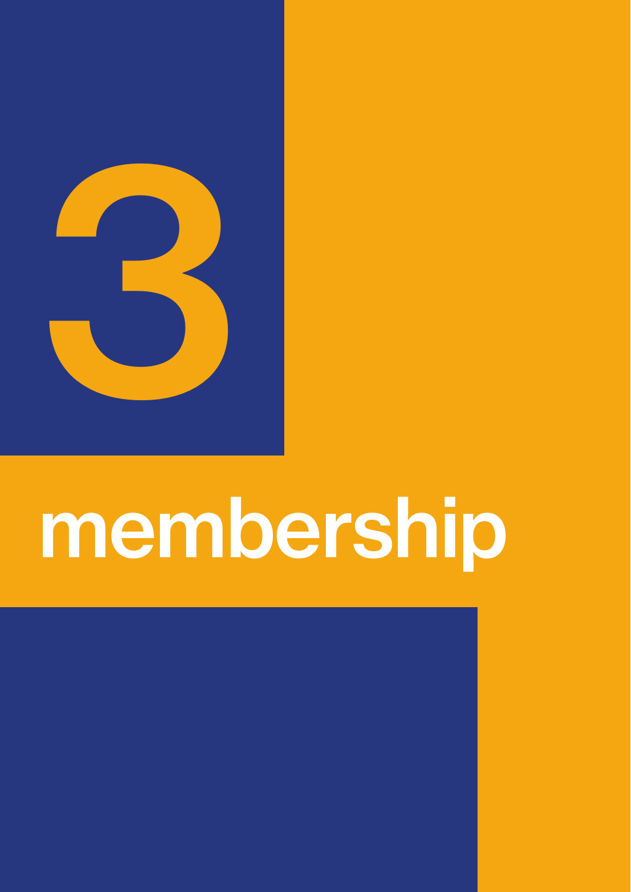# 3

# membership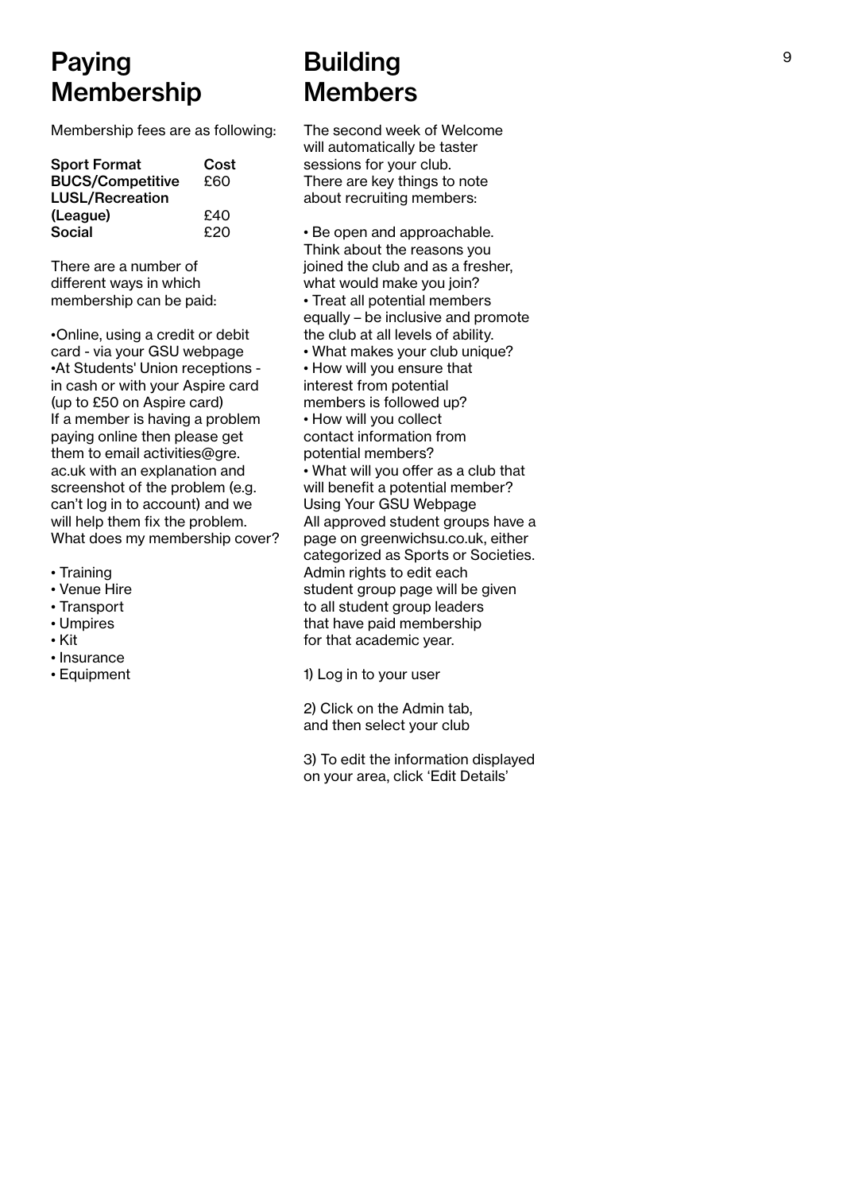# Paying Membership

Membership fees are as following:

| Sport Format | Cost |
| --- | --- |
| BUCS/Competitive | £60 |
| LUSL/Recreation (League) | £40 |
| Social | £20 |

There are a number of different ways in which membership can be paid:

- Online, using a credit or debit card - via your GSU webpage
- At Students' Union receptions - in cash or with your Aspire card (up to £50 on Aspire card)

If a member is having a problem paying online then please get them to email activities@gre.ac.uk with an explanation and screenshot of the problem (e.g. can't log in to account) and we will help them fix the problem.

What does my membership cover?

- Training
- Venue Hire
- Transport
- Umpires
- Kit
- Insurance
- Equipment

# Building Members

The second week of Welcome will automatically be taster sessions for your club. There are key things to note about recruiting members:

- Be open and approachable. Think about the reasons you joined the club and as a fresher, what would make you join?
- Treat all potential members equally – be inclusive and promote the club at all levels of ability.
- What makes your club unique?
- How will you ensure that interest from potential members is followed up?
- How will you collect contact information from potential members?
- What will you offer as a club that will benefit a potential member?

Using Your GSU Webpage

All approved student groups have a page on greenwichsu.co.uk, either categorized as Sports or Societies. Admin rights to edit each student group page will be given to all student group leaders that have paid membership for that academic year.

1) Log in to your user

2) Click on the Admin tab, and then select your club

3) To edit the information displayed on your area, click 'Edit Details'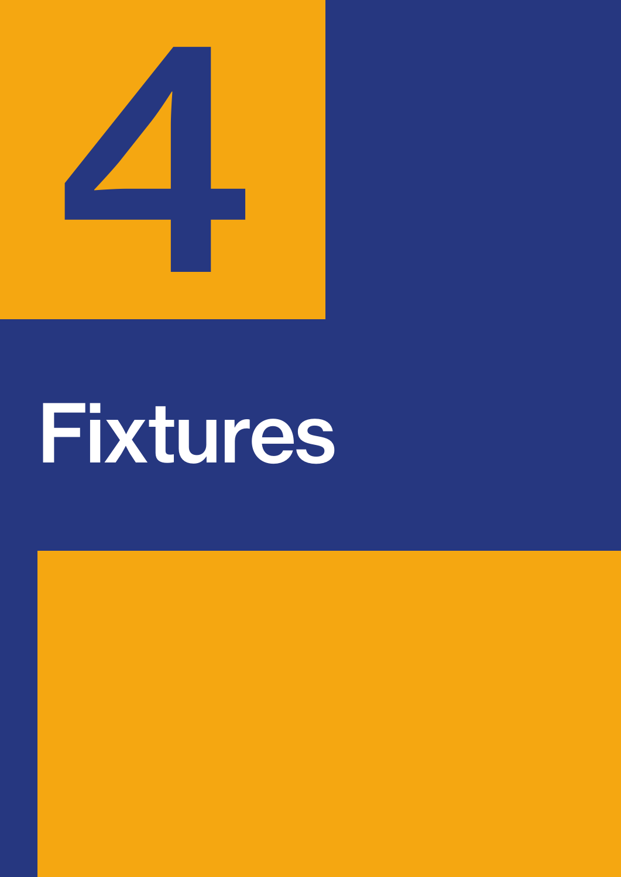# 4

# Fixtures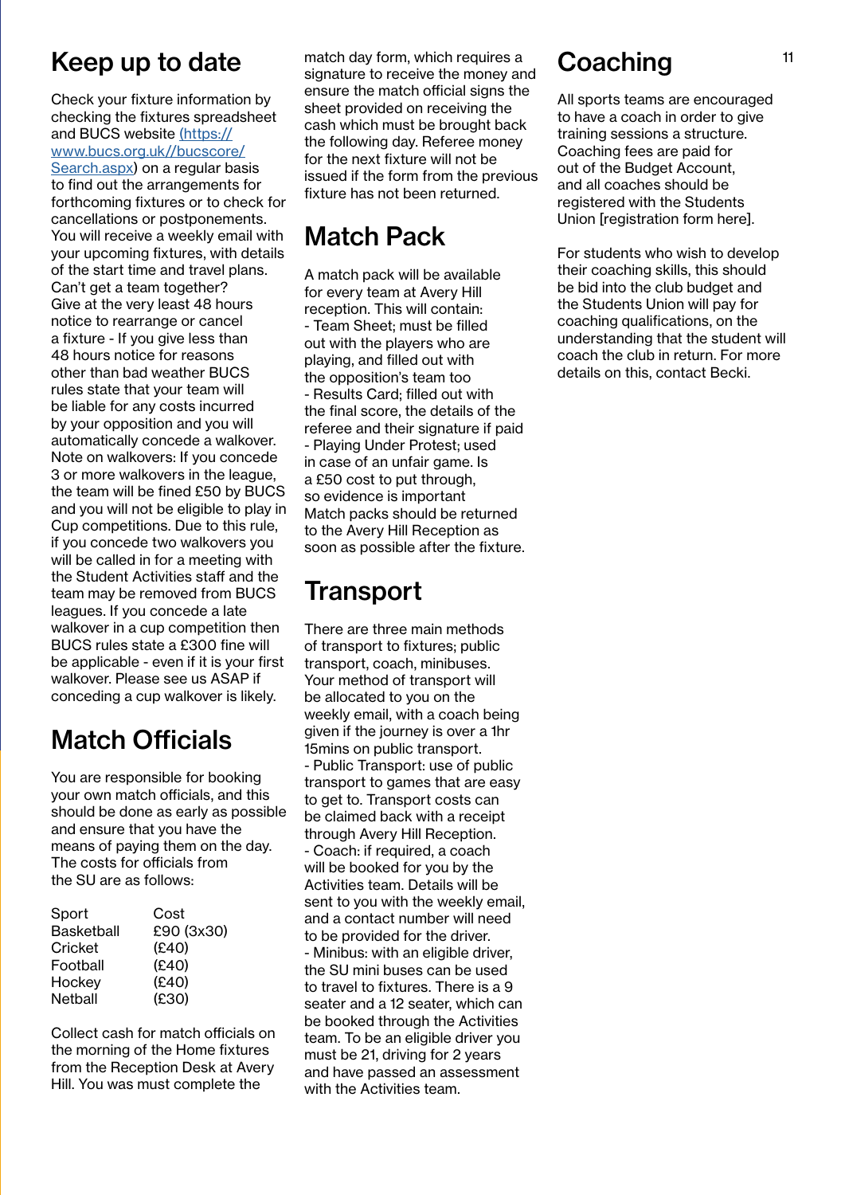# Keep up to date

Check your fixture information by checking the fixtures spreadsheet and BUCS website (https://www.bucs.org.uk//bucscore/Search.aspx) on a regular basis to find out the arrangements for forthcoming fixtures or to check for cancellations or postponements. You will receive a weekly email with your upcoming fixtures, with details of the start time and travel plans. Can't get a team together? Give at the very least 48 hours notice to rearrange or cancel a fixture - If you give less than 48 hours notice for reasons other than bad weather BUCS rules state that your team will be liable for any costs incurred by your opposition and you will automatically concede a walkover. Note on walkovers: If you concede 3 or more walkovers in the league, the team will be fined £50 by BUCS and you will not be eligible to play in Cup competitions. Due to this rule, if you concede two walkovers you will be called in for a meeting with the Student Activities staff and the team may be removed from BUCS leagues. If you concede a late walkover in a cup competition then BUCS rules state a £300 fine will be applicable - even if it is your first walkover. Please see us ASAP if conceding a cup walkover is likely.

# Match Officials

You are responsible for booking your own match officials, and this should be done as early as possible and ensure that you have the means of paying them on the day. The costs for officials from the SU are as follows:

| Sport | Cost |
| --- | --- |
| Basketball | £90 (3x30) |
| Cricket | (£40) |
| Football | (£40) |
| Hockey | (£40) |
| Netball | (£30) |

Collect cash for match officials on the morning of the Home fixtures from the Reception Desk at Avery Hill. You was must complete the match day form, which requires a signature to receive the money and ensure the match official signs the sheet provided on receiving the cash which must be brought back the following day. Referee money for the next fixture will not be issued if the form from the previous fixture has not been returned.

# Match Pack

A match pack will be available for every team at Avery Hill reception. This will contain:
- Team Sheet; must be filled out with the players who are playing, and filled out with the opposition's team too
- Results Card; filled out with the final score, the details of the referee and their signature if paid
- Playing Under Protest; used in case of an unfair game. Is a £50 cost to put through, so evidence is important

Match packs should be returned to the Avery Hill Reception as soon as possible after the fixture.

# Transport

There are three main methods of transport to fixtures; public transport, coach, minibuses. Your method of transport will be allocated to you on the weekly email, with a coach being given if the journey is over a 1hr 15mins on public transport.
- Public Transport: use of public transport to games that are easy to get to. Transport costs can be claimed back with a receipt through Avery Hill Reception.
- Coach: if required, a coach will be booked for you by the Activities team. Details will be sent to you with the weekly email, and a contact number will need to be provided for the driver.
- Minibus: with an eligible driver, the SU mini buses can be used to travel to fixtures. There is a 9 seater and a 12 seater, which can be booked through the Activities team. To be an eligible driver you must be 21, driving for 2 years and have passed an assessment with the Activities team.

# Coaching

All sports teams are encouraged to have a coach in order to give training sessions a structure. Coaching fees are paid for out of the Budget Account, and all coaches should be registered with the Students Union [registration form here].

For students who wish to develop their coaching skills, this should be bid into the club budget and the Students Union will pay for coaching qualifications, on the understanding that the student will coach the club in return. For more details on this, contact Becki.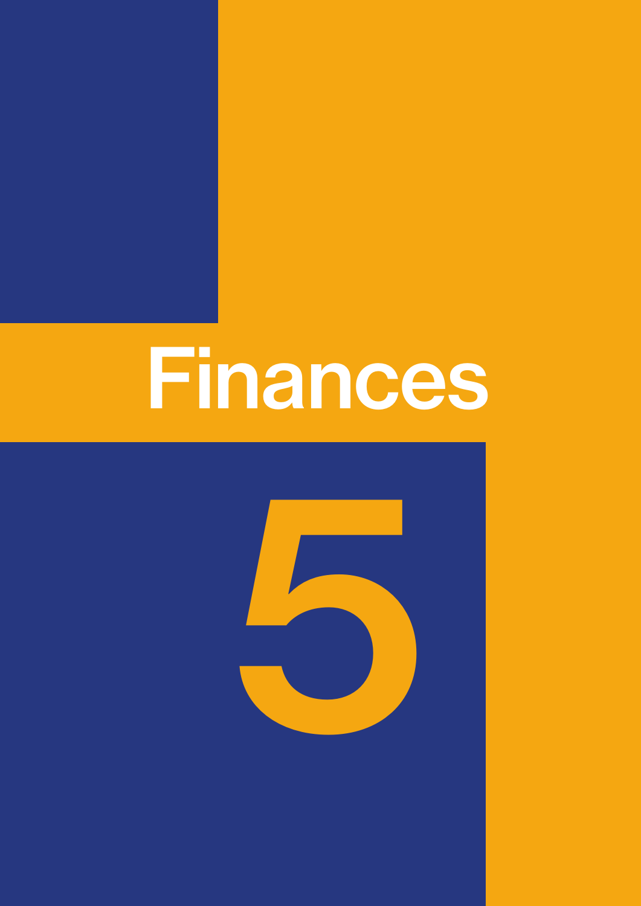# Finances

# 5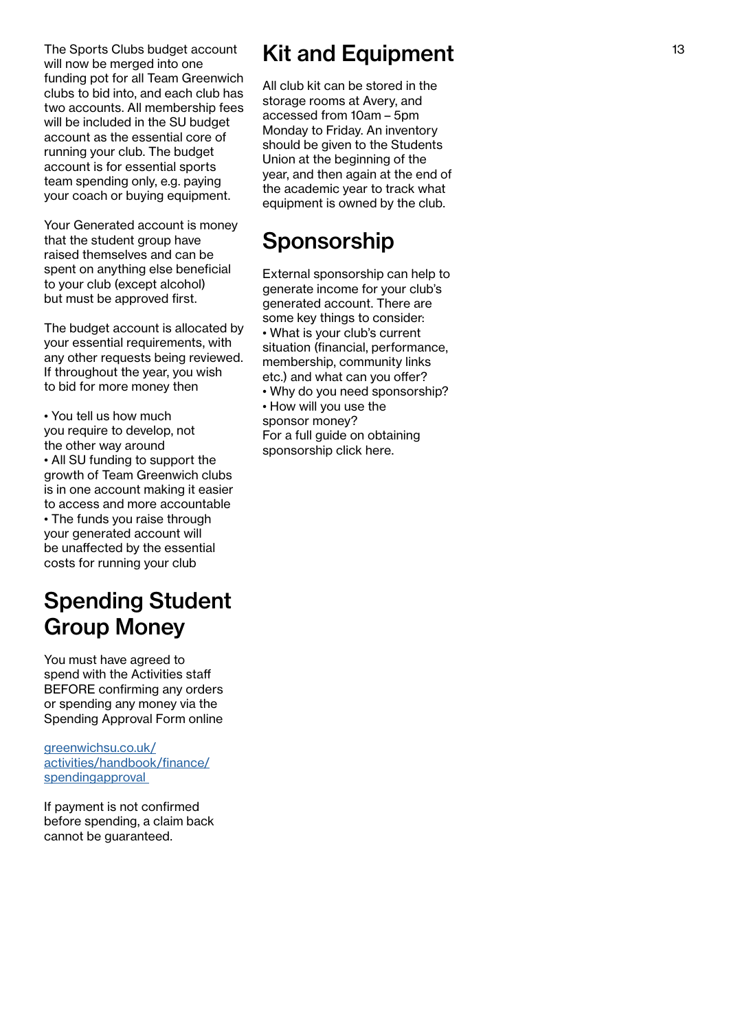The Sports Clubs budget account will now be merged into one funding pot for all Team Greenwich clubs to bid into, and each club has two accounts. All membership fees will be included in the SU budget account as the essential core of running your club. The budget account is for essential sports team spending only, e.g. paying your coach or buying equipment.

Your Generated account is money that the student group have raised themselves and can be spent on anything else beneficial to your club (except alcohol) but must be approved first.

The budget account is allocated by your essential requirements, with any other requests being reviewed. If throughout the year, you wish to bid for more money then

- You tell us how much you require to develop, not the other way around
- All SU funding to support the growth of Team Greenwich clubs is in one account making it easier to access and more accountable
- The funds you raise through your generated account will be unaffected by the essential costs for running your club

## Spending Student Group Money

You must have agreed to spend with the Activities staff BEFORE confirming any orders or spending any money via the Spending Approval Form online

[greenwichsu.co.uk/activities/handbook/finance/spendingapproval](greenwichsu.co.uk/activities/handbook/finance/spendingapproval)

If payment is not confirmed before spending, a claim back cannot be guaranteed.

## Kit and Equipment

All club kit can be stored in the storage rooms at Avery, and accessed from 10am – 5pm Monday to Friday. An inventory should be given to the Students Union at the beginning of the year, and then again at the end of the academic year to track what equipment is owned by the club.

## Sponsorship

External sponsorship can help to generate income for your club's generated account. There are some key things to consider:

- What is your club's current situation (financial, performance, membership, community links etc.) and what can you offer?
- Why do you need sponsorship?
- How will you use the sponsor money?

For a full guide on obtaining sponsorship click here.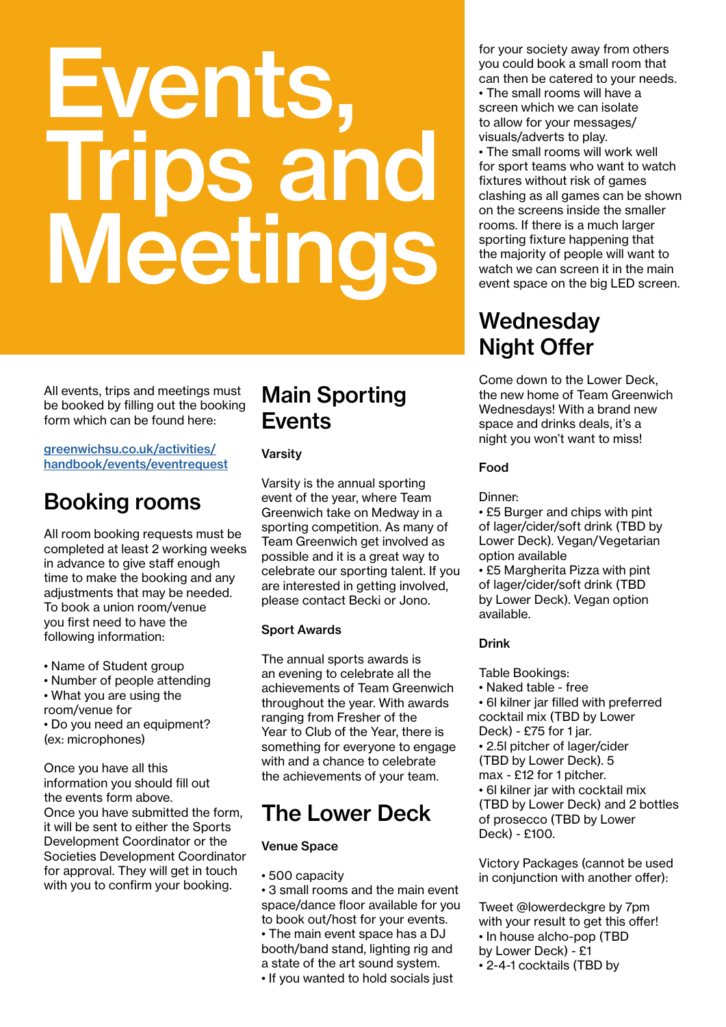# Events, Trips and Meetings

All events, trips and meetings must be booked by filling out the booking form which can be found here:

greenwichsu.co.uk/activities/handbook/events/eventrequest

## Booking rooms

All room booking requests must be completed at least 2 working weeks in advance to give staff enough time to make the booking and any adjustments that may be needed. To book a union room/venue you first need to have the following information:

- Name of Student group
- Number of people attending
- What you are using the room/venue for
- Do you need an equipment? (ex: microphones)

Once you have all this information you should fill out the events form above.
Once you have submitted the form, it will be sent to either the Sports Development Coordinator or the Societies Development Coordinator for approval. They will get in touch with you to confirm your booking.

## Main Sporting Events

### Varsity

Varsity is the annual sporting event of the year, where Team Greenwich take on Medway in a sporting competition. As many of Team Greenwich get involved as possible and it is a great way to celebrate our sporting talent. If you are interested in getting involved, please contact Becki or Jono.

### Sport Awards

The annual sports awards is an evening to celebrate all the achievements of Team Greenwich throughout the year. With awards ranging from Fresher of the Year to Club of the Year, there is something for everyone to engage with and a chance to celebrate the achievements of your team.

## The Lower Deck

### Venue Space

- 500 capacity
- 3 small rooms and the main event space/dance floor available for you to book out/host for your events.
- The main event space has a DJ booth/band stand, lighting rig and a state of the art sound system.
- If you wanted to hold socials just for your society away from others you could book a small room that can then be catered to your needs.
- The small rooms will have a screen which we can isolate to allow for your messages/visuals/adverts to play.
- The small rooms will work well for sport teams who want to watch fixtures without risk of games clashing as all games can be shown on the screens inside the smaller rooms. If there is a much larger sporting fixture happening that the majority of people will want to watch we can screen it in the main event space on the big LED screen.

## Wednesday Night Offer

Come down to the Lower Deck, the new home of Team Greenwich Wednesdays! With a brand new space and drinks deals, it's a night you won't want to miss!

### Food

Dinner:

- £5 Burger and chips with pint of lager/cider/soft drink (TBD by Lower Deck). Vegan/Vegetarian option available
- £5 Margherita Pizza with pint of lager/cider/soft drink (TBD by Lower Deck). Vegan option available.

### Drink

Table Bookings:

- Naked table - free
- 6l kilner jar filled with preferred cocktail mix (TBD by Lower Deck) - £75 for 1 jar.
- 2.5l pitcher of lager/cider (TBD by Lower Deck). 5 max - £12 for 1 pitcher.
- 6l kilner jar with cocktail mix (TBD by Lower Deck) and 2 bottles of prosecco (TBD by Lower Deck) - £100.

Victory Packages (cannot be used in conjunction with another offer):

Tweet @lowerdeckgre by 7pm with your result to get this offer!

- In house alcho-pop (TBD by Lower Deck) - £1
- 2-4-1 cocktails (TBD by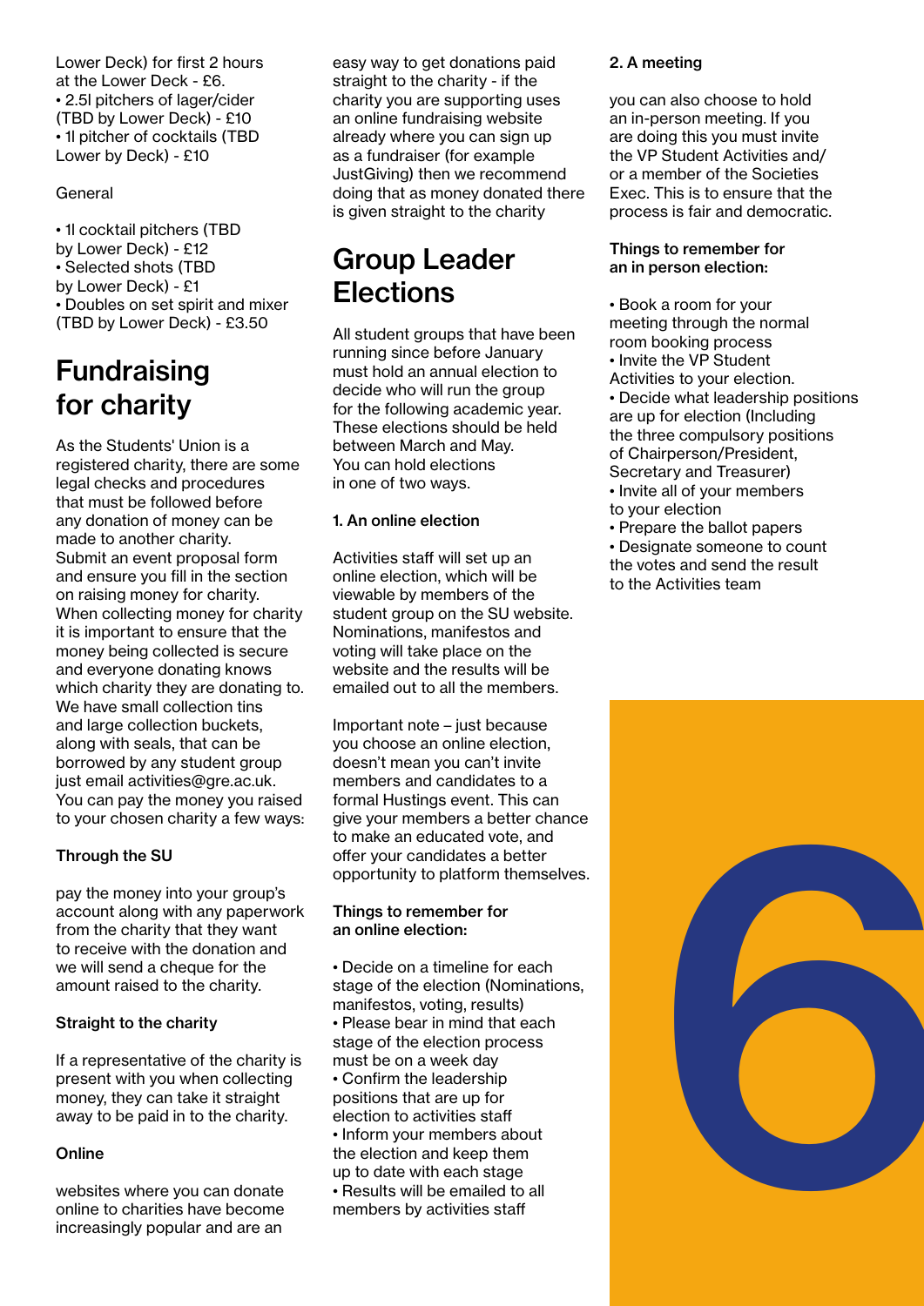Lower Deck) for first 2 hours at the Lower Deck - £6.
• 2.5l pitchers of lager/cider (TBD by Lower Deck) - £10
• 1l pitcher of cocktails (TBD Lower by Deck) - £10

General

• 1l cocktail pitchers (TBD by Lower Deck) - £12
• Selected shots (TBD by Lower Deck) - £1
• Doubles on set spirit and mixer (TBD by Lower Deck) - £3.50

# Fundraising for charity

As the Students' Union is a registered charity, there are some legal checks and procedures that must be followed before any donation of money can be made to another charity. Submit an event proposal form and ensure you fill in the section on raising money for charity. When collecting money for charity it is important to ensure that the money being collected is secure and everyone donating knows which charity they are donating to. We have small collection tins and large collection buckets, along with seals, that can be borrowed by any student group just email activities@gre.ac.uk. You can pay the money you raised to your chosen charity a few ways:

**Through the SU**

pay the money into your group's account along with any paperwork from the charity that they want to receive with the donation and we will send a cheque for the amount raised to the charity.

**Straight to the charity**

If a representative of the charity is present with you when collecting money, they can take it straight away to be paid in to the charity.

**Online**

websites where you can donate online to charities have become increasingly popular and are an easy way to get donations paid straight to the charity - if the charity you are supporting uses an online fundraising website already where you can sign up as a fundraiser (for example JustGiving) then we recommend doing that as money donated there is given straight to the charity

# Group Leader Elections

All student groups that have been running since before January must hold an annual election to decide who will run the group for the following academic year. These elections should be held between March and May. You can hold elections in one of two ways.

**1. An online election**

Activities staff will set up an online election, which will be viewable by members of the student group on the SU website. Nominations, manifestos and voting will take place on the website and the results will be emailed out to all the members.

Important note – just because you choose an online election, doesn't mean you can't invite members and candidates to a formal Hustings event. This can give your members a better chance to make an educated vote, and offer your candidates a better opportunity to platform themselves.

**Things to remember for an online election:**

• Decide on a timeline for each stage of the election (Nominations, manifestos, voting, results)
• Please bear in mind that each stage of the election process must be on a week day
• Confirm the leadership positions that are up for election to activities staff
• Inform your members about the election and keep them up to date with each stage
• Results will be emailed to all members by activities staff

**2. A meeting**

you can also choose to hold an in-person meeting. If you are doing this you must invite the VP Student Activities and/or a member of the Societies Exec. This is to ensure that the process is fair and democratic.

**Things to remember for an in person election:**

• Book a room for your meeting through the normal room booking process
• Invite the VP Student Activities to your election.
• Decide what leadership positions are up for election (Including the three compulsory positions of Chairperson/President, Secretary and Treasurer)
• Invite all of your members to your election
• Prepare the ballot papers
• Designate someone to count the votes and send the result to the Activities team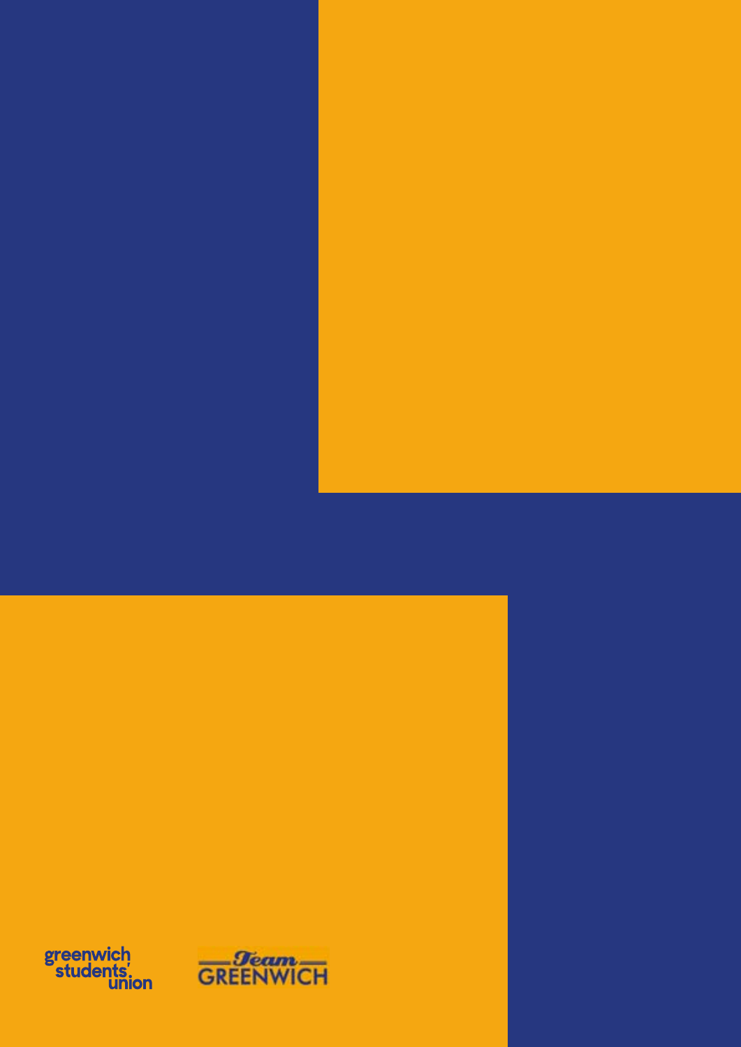greenwich students' union

Team GREENWICH